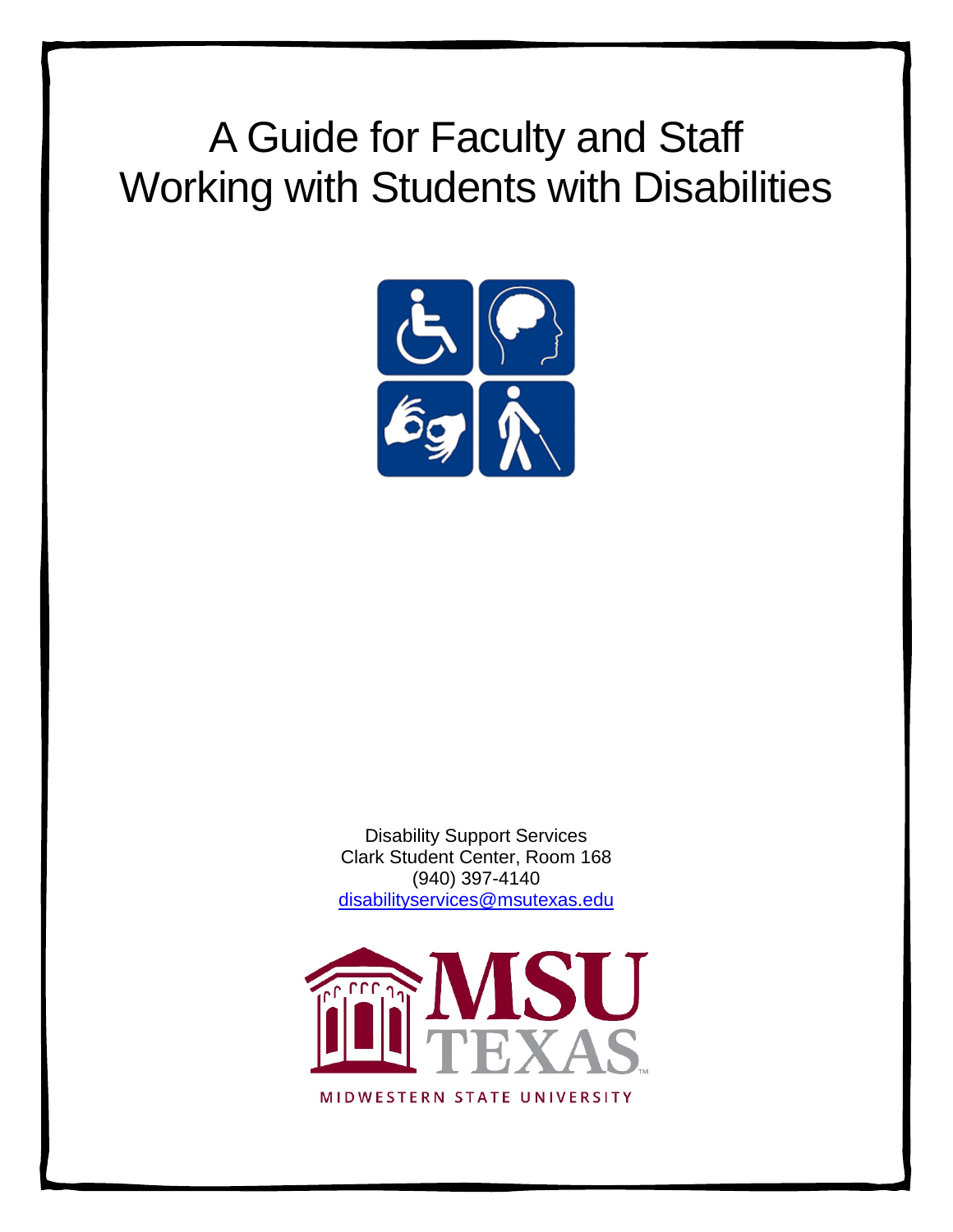# A Guide for Faculty and Staff Working with Students with Disabilities

Disability Support Services
Clark Student Center, Room 168
(940) 397-4140
disabilityservices@msutexas.edu

MSU TEXAS
MIDWESTERN STATE UNIVERSITY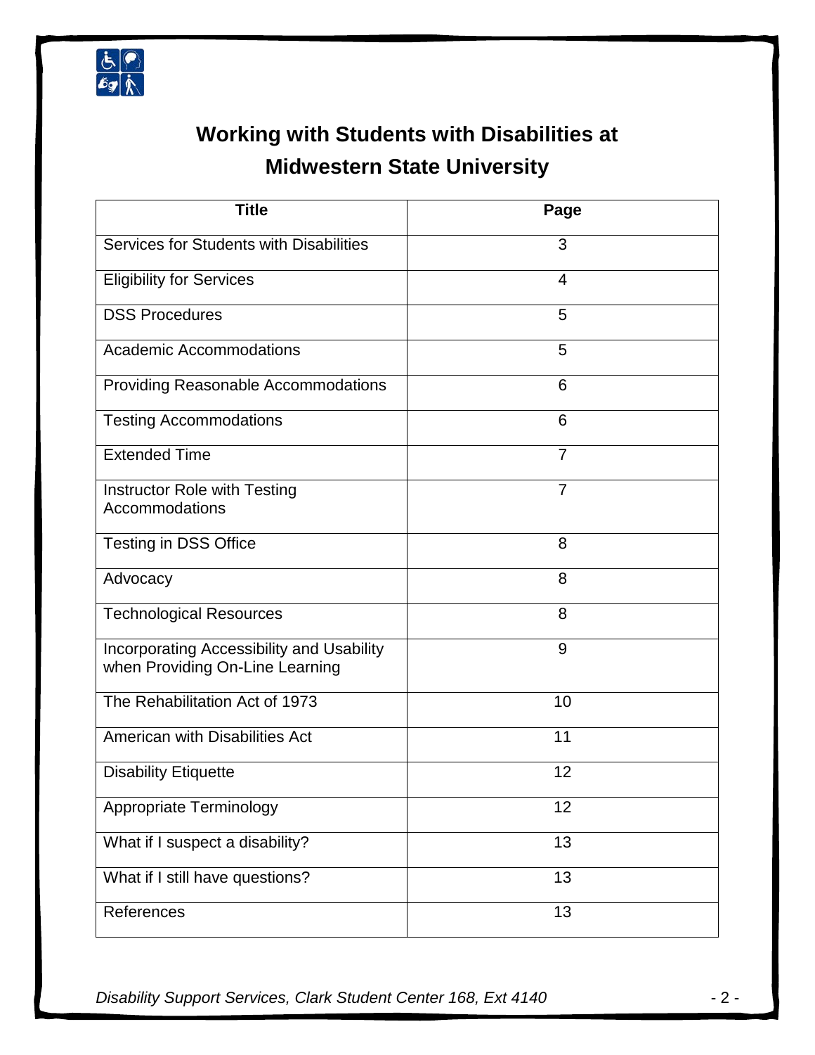# Working with Students with Disabilities at Midwestern State University

| Title | Page |
|---|---|
| Services for Students with Disabilities | 3 |
| Eligibility for Services | 4 |
| DSS Procedures | 5 |
| Academic Accommodations | 5 |
| Providing Reasonable Accommodations | 6 |
| Testing Accommodations | 6 |
| Extended Time | 7 |
| Instructor Role with Testing Accommodations | 7 |
| Testing in DSS Office | 8 |
| Advocacy | 8 |
| Technological Resources | 8 |
| Incorporating Accessibility and Usability when Providing On-Line Learning | 9 |
| The Rehabilitation Act of 1973 | 10 |
| American with Disabilities Act | 11 |
| Disability Etiquette | 12 |
| Appropriate Terminology | 12 |
| What if I suspect a disability? | 13 |
| What if I still have questions? | 13 |
| References | 13 |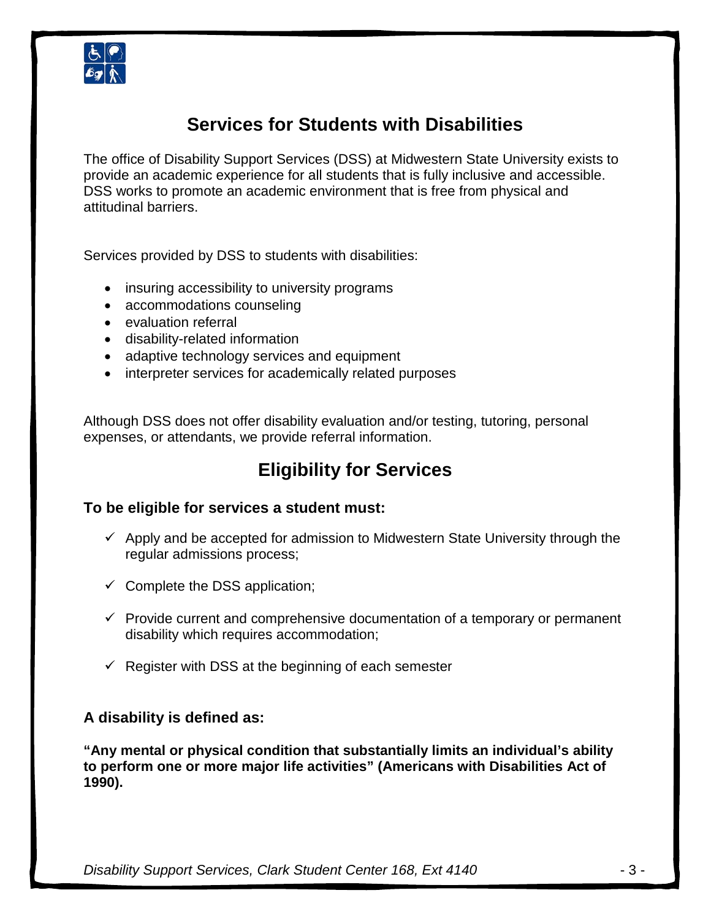# Services for Students with Disabilities

The office of Disability Support Services (DSS) at Midwestern State University exists to provide an academic experience for all students that is fully inclusive and accessible. DSS works to promote an academic environment that is free from physical and attitudinal barriers.

Services provided by DSS to students with disabilities:

- insuring accessibility to university programs
- accommodations counseling
- evaluation referral
- disability-related information
- adaptive technology services and equipment
- interpreter services for academically related purposes

Although DSS does not offer disability evaluation and/or testing, tutoring, personal expenses, or attendants, we provide referral information.

# Eligibility for Services

### To be eligible for services a student must:

- ✓ Apply and be accepted for admission to Midwestern State University through the regular admissions process;
- ✓ Complete the DSS application;
- ✓ Provide current and comprehensive documentation of a temporary or permanent disability which requires accommodation;
- ✓ Register with DSS at the beginning of each semester

### A disability is defined as:

**"Any mental or physical condition that substantially limits an individual's ability to perform one or more major life activities" (Americans with Disabilities Act of 1990).**

*Disability Support Services, Clark Student Center 168, Ext 4140*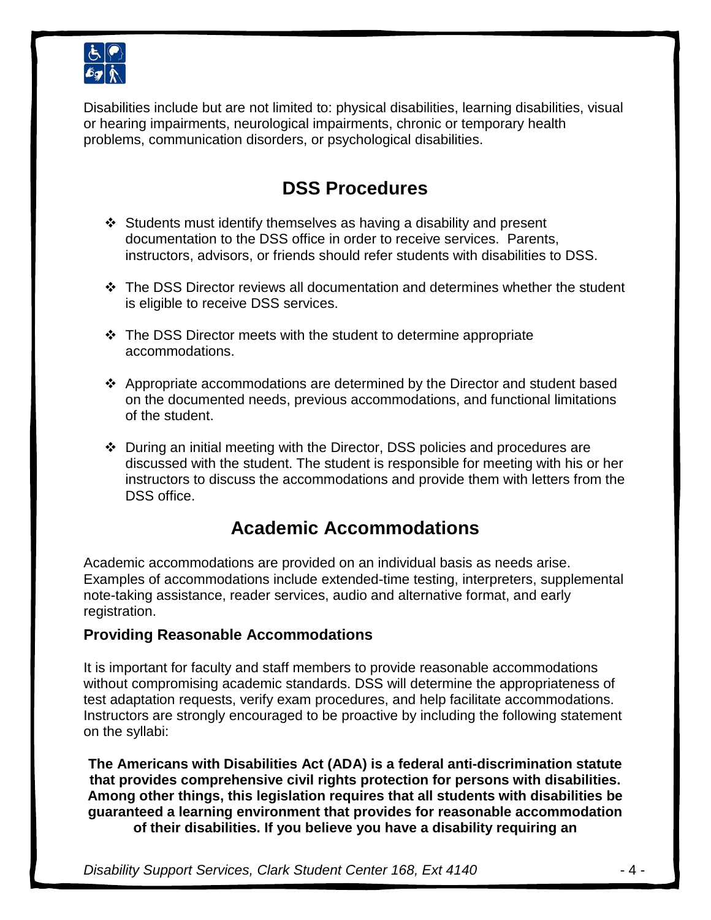Disabilities include but are not limited to: physical disabilities, learning disabilities, visual or hearing impairments, neurological impairments, chronic or temporary health problems, communication disorders, or psychological disabilities.

## DSS Procedures

- Students must identify themselves as having a disability and present documentation to the DSS office in order to receive services. Parents, instructors, advisors, or friends should refer students with disabilities to DSS.
- The DSS Director reviews all documentation and determines whether the student is eligible to receive DSS services.
- The DSS Director meets with the student to determine appropriate accommodations.
- Appropriate accommodations are determined by the Director and student based on the documented needs, previous accommodations, and functional limitations of the student.
- During an initial meeting with the Director, DSS policies and procedures are discussed with the student. The student is responsible for meeting with his or her instructors to discuss the accommodations and provide them with letters from the DSS office.

## Academic Accommodations

Academic accommodations are provided on an individual basis as needs arise. Examples of accommodations include extended-time testing, interpreters, supplemental note-taking assistance, reader services, audio and alternative format, and early registration.

### Providing Reasonable Accommodations

It is important for faculty and staff members to provide reasonable accommodations without compromising academic standards. DSS will determine the appropriateness of test adaptation requests, verify exam procedures, and help facilitate accommodations. Instructors are strongly encouraged to be proactive by including the following statement on the syllabi:

**The Americans with Disabilities Act (ADA) is a federal anti-discrimination statute that provides comprehensive civil rights protection for persons with disabilities. Among other things, this legislation requires that all students with disabilities be guaranteed a learning environment that provides for reasonable accommodation of their disabilities. If you believe you have a disability requiring an**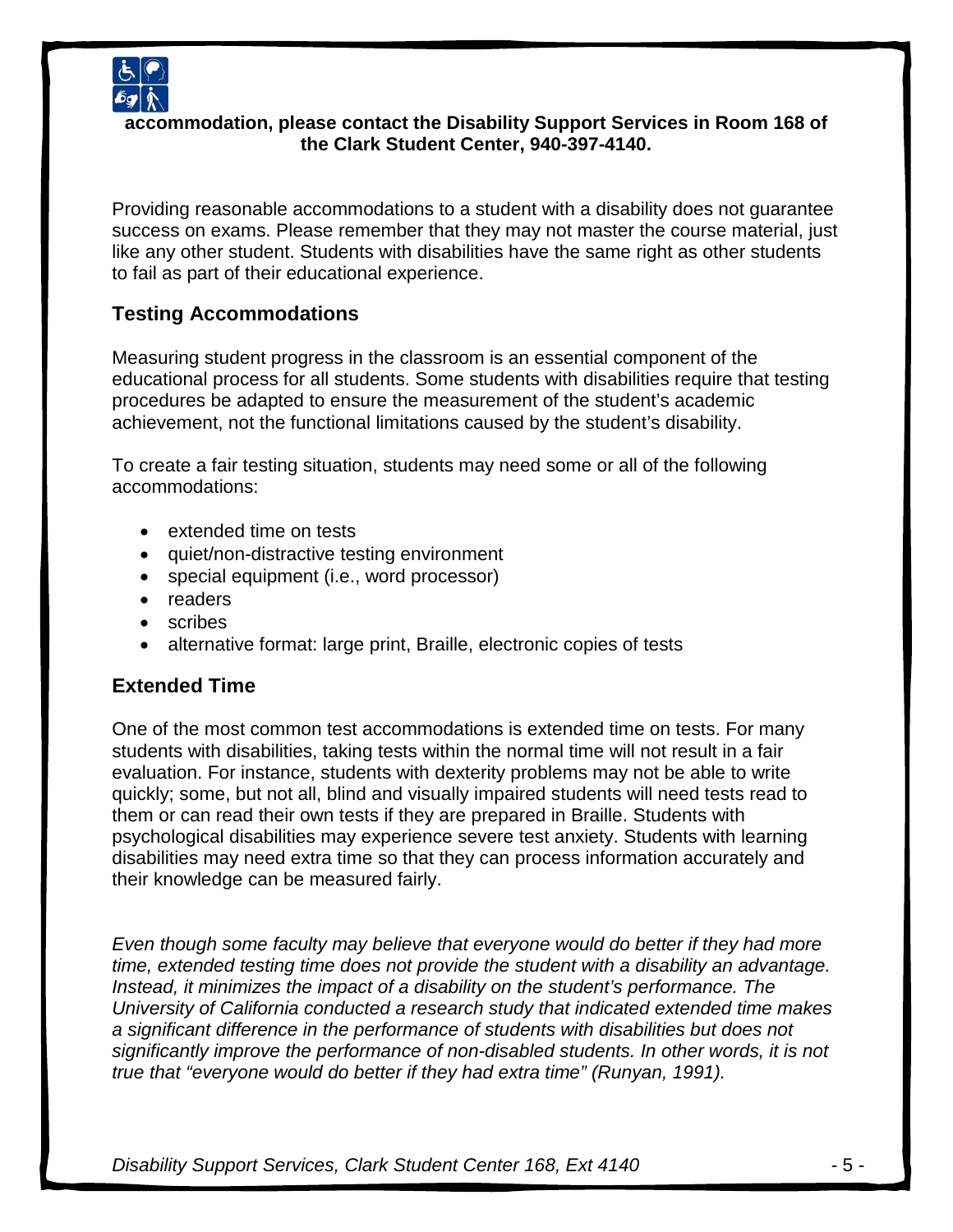**accommodation, please contact the Disability Support Services in Room 168 of the Clark Student Center, 940-397-4140.**

Providing reasonable accommodations to a student with a disability does not guarantee success on exams. Please remember that they may not master the course material, just like any other student. Students with disabilities have the same right as other students to fail as part of their educational experience.

## Testing Accommodations

Measuring student progress in the classroom is an essential component of the educational process for all students. Some students with disabilities require that testing procedures be adapted to ensure the measurement of the student's academic achievement, not the functional limitations caused by the student's disability.

To create a fair testing situation, students may need some or all of the following accommodations:

- extended time on tests
- quiet/non-distractive testing environment
- special equipment (i.e., word processor)
- readers
- scribes
- alternative format: large print, Braille, electronic copies of tests

## Extended Time

One of the most common test accommodations is extended time on tests. For many students with disabilities, taking tests within the normal time will not result in a fair evaluation. For instance, students with dexterity problems may not be able to write quickly; some, but not all, blind and visually impaired students will need tests read to them or can read their own tests if they are prepared in Braille. Students with psychological disabilities may experience severe test anxiety. Students with learning disabilities may need extra time so that they can process information accurately and their knowledge can be measured fairly.

*Even though some faculty may believe that everyone would do better if they had more time, extended testing time does not provide the student with a disability an advantage. Instead, it minimizes the impact of a disability on the student's performance. The University of California conducted a research study that indicated extended time makes a significant difference in the performance of students with disabilities but does not significantly improve the performance of non-disabled students. In other words, it is not true that "everyone would do better if they had extra time" (Runyan, 1991).*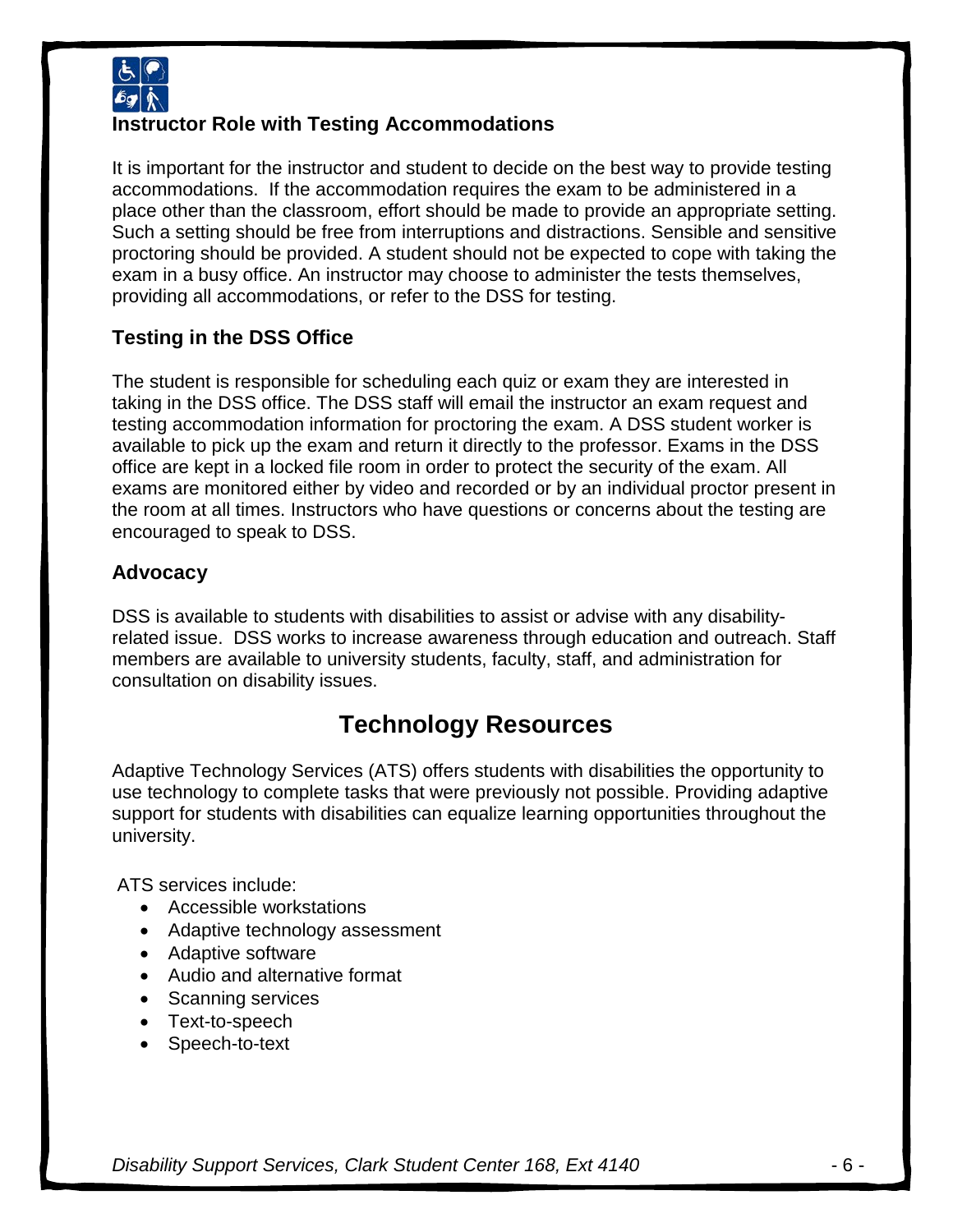### Instructor Role with Testing Accommodations

It is important for the instructor and student to decide on the best way to provide testing accommodations. If the accommodation requires the exam to be administered in a place other than the classroom, effort should be made to provide an appropriate setting. Such a setting should be free from interruptions and distractions. Sensible and sensitive proctoring should be provided. A student should not be expected to cope with taking the exam in a busy office. An instructor may choose to administer the tests themselves, providing all accommodations, or refer to the DSS for testing.

### Testing in the DSS Office

The student is responsible for scheduling each quiz or exam they are interested in taking in the DSS office. The DSS staff will email the instructor an exam request and testing accommodation information for proctoring the exam. A DSS student worker is available to pick up the exam and return it directly to the professor. Exams in the DSS office are kept in a locked file room in order to protect the security of the exam. All exams are monitored either by video and recorded or by an individual proctor present in the room at all times. Instructors who have questions or concerns about the testing are encouraged to speak to DSS.

### Advocacy

DSS is available to students with disabilities to assist or advise with any disability-related issue. DSS works to increase awareness through education and outreach. Staff members are available to university students, faculty, staff, and administration for consultation on disability issues.

## Technology Resources

Adaptive Technology Services (ATS) offers students with disabilities the opportunity to use technology to complete tasks that were previously not possible. Providing adaptive support for students with disabilities can equalize learning opportunities throughout the university.

ATS services include:

- Accessible workstations
- Adaptive technology assessment
- Adaptive software
- Audio and alternative format
- Scanning services
- Text-to-speech
- Speech-to-text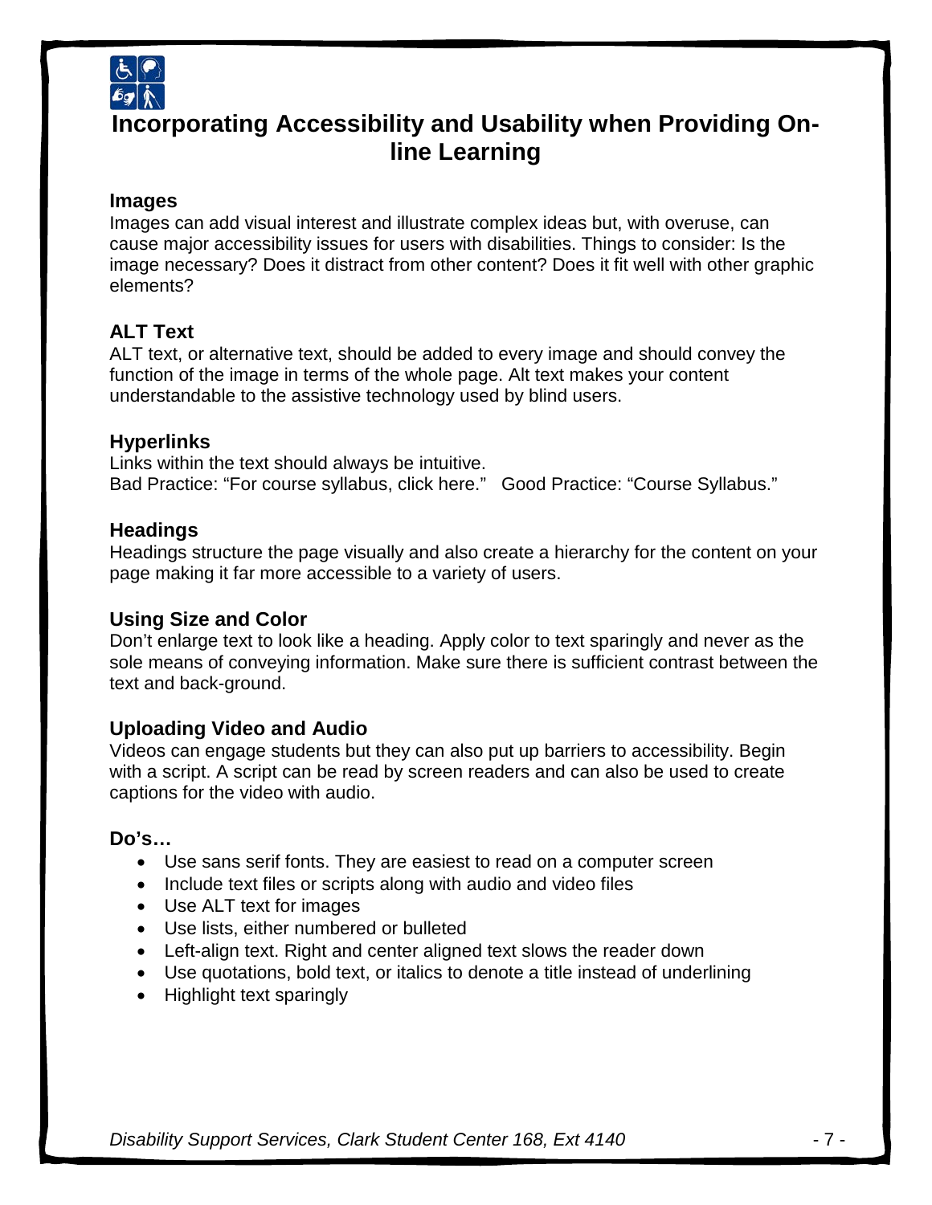# Incorporating Accessibility and Usability when Providing On-line Learning

### Images

Images can add visual interest and illustrate complex ideas but, with overuse, can cause major accessibility issues for users with disabilities. Things to consider: Is the image necessary? Does it distract from other content? Does it fit well with other graphic elements?

### ALT Text

ALT text, or alternative text, should be added to every image and should convey the function of the image in terms of the whole page. Alt text makes your content understandable to the assistive technology used by blind users.

### Hyperlinks

Links within the text should always be intuitive.
Bad Practice: "For course syllabus, click here." Good Practice: "Course Syllabus."

### Headings

Headings structure the page visually and also create a hierarchy for the content on your page making it far more accessible to a variety of users.

### Using Size and Color

Don't enlarge text to look like a heading. Apply color to text sparingly and never as the sole means of conveying information. Make sure there is sufficient contrast between the text and back-ground.

### Uploading Video and Audio

Videos can engage students but they can also put up barriers to accessibility. Begin with a script. A script can be read by screen readers and can also be used to create captions for the video with audio.

### Do's…

- Use sans serif fonts. They are easiest to read on a computer screen
- Include text files or scripts along with audio and video files
- Use ALT text for images
- Use lists, either numbered or bulleted
- Left-align text. Right and center aligned text slows the reader down
- Use quotations, bold text, or italics to denote a title instead of underlining
- Highlight text sparingly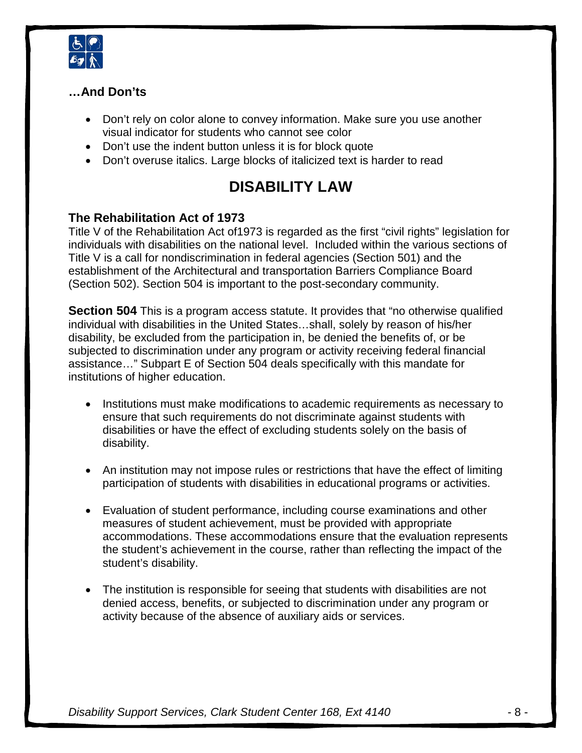### …And Don'ts

- Don't rely on color alone to convey information. Make sure you use another visual indicator for students who cannot see color
- Don't use the indent button unless it is for block quote
- Don't overuse italics. Large blocks of italicized text is harder to read

## DISABILITY LAW

### The Rehabilitation Act of 1973

Title V of the Rehabilitation Act of1973 is regarded as the first "civil rights" legislation for individuals with disabilities on the national level. Included within the various sections of Title V is a call for nondiscrimination in federal agencies (Section 501) and the establishment of the Architectural and transportation Barriers Compliance Board (Section 502). Section 504 is important to the post-secondary community.

**Section 504** This is a program access statute. It provides that "no otherwise qualified individual with disabilities in the United States…shall, solely by reason of his/her disability, be excluded from the participation in, be denied the benefits of, or be subjected to discrimination under any program or activity receiving federal financial assistance…" Subpart E of Section 504 deals specifically with this mandate for institutions of higher education.

- Institutions must make modifications to academic requirements as necessary to ensure that such requirements do not discriminate against students with disabilities or have the effect of excluding students solely on the basis of disability.

- An institution may not impose rules or restrictions that have the effect of limiting participation of students with disabilities in educational programs or activities.

- Evaluation of student performance, including course examinations and other measures of student achievement, must be provided with appropriate accommodations. These accommodations ensure that the evaluation represents the student's achievement in the course, rather than reflecting the impact of the student's disability.

- The institution is responsible for seeing that students with disabilities are not denied access, benefits, or subjected to discrimination under any program or activity because of the absence of auxiliary aids or services.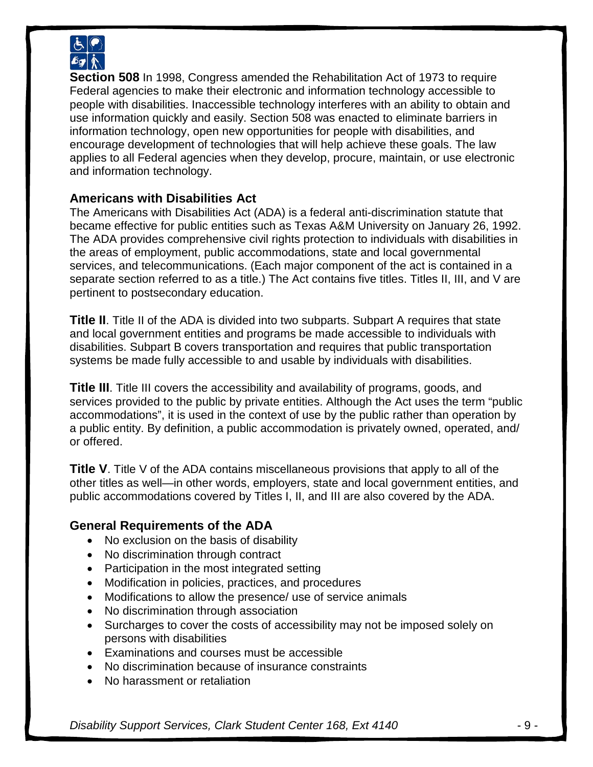**Section 508** In 1998, Congress amended the Rehabilitation Act of 1973 to require Federal agencies to make their electronic and information technology accessible to people with disabilities. Inaccessible technology interferes with an ability to obtain and use information quickly and easily. Section 508 was enacted to eliminate barriers in information technology, open new opportunities for people with disabilities, and encourage development of technologies that will help achieve these goals. The law applies to all Federal agencies when they develop, procure, maintain, or use electronic and information technology.

### Americans with Disabilities Act

The Americans with Disabilities Act (ADA) is a federal anti-discrimination statute that became effective for public entities such as Texas A&M University on January 26, 1992. The ADA provides comprehensive civil rights protection to individuals with disabilities in the areas of employment, public accommodations, state and local governmental services, and telecommunications. (Each major component of the act is contained in a separate section referred to as a title.) The Act contains five titles. Titles II, III, and V are pertinent to postsecondary education.

**Title II**. Title II of the ADA is divided into two subparts. Subpart A requires that state and local government entities and programs be made accessible to individuals with disabilities. Subpart B covers transportation and requires that public transportation systems be made fully accessible to and usable by individuals with disabilities.

**Title III**. Title III covers the accessibility and availability of programs, goods, and services provided to the public by private entities. Although the Act uses the term "public accommodations", it is used in the context of use by the public rather than operation by a public entity. By definition, a public accommodation is privately owned, operated, and/ or offered.

**Title V**. Title V of the ADA contains miscellaneous provisions that apply to all of the other titles as well—in other words, employers, state and local government entities, and public accommodations covered by Titles I, II, and III are also covered by the ADA.

### General Requirements of the ADA

- No exclusion on the basis of disability
- No discrimination through contract
- Participation in the most integrated setting
- Modification in policies, practices, and procedures
- Modifications to allow the presence/ use of service animals
- No discrimination through association
- Surcharges to cover the costs of accessibility may not be imposed solely on persons with disabilities
- Examinations and courses must be accessible
- No discrimination because of insurance constraints
- No harassment or retaliation

*Disability Support Services, Clark Student Center 168, Ext 4140*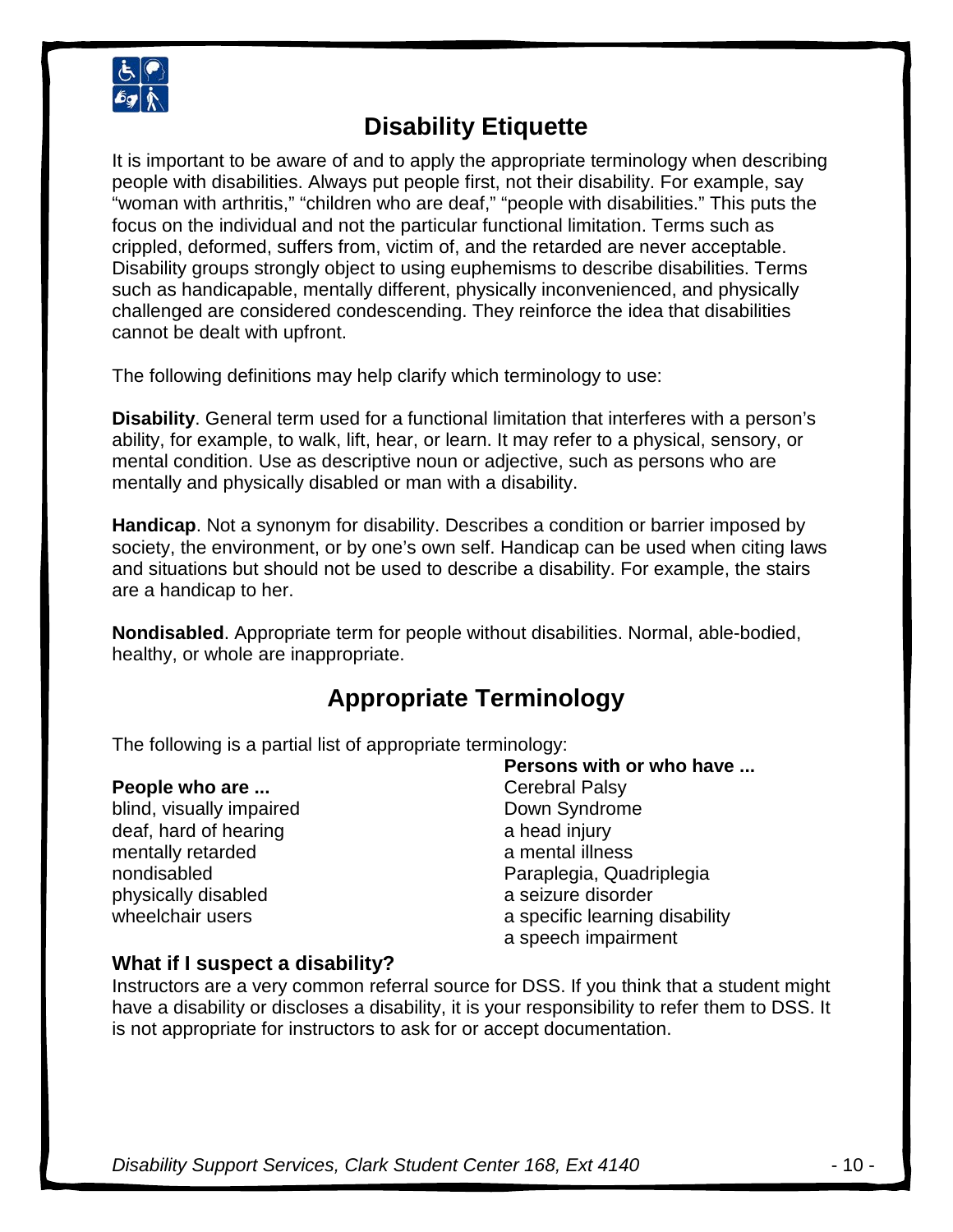# Disability Etiquette

It is important to be aware of and to apply the appropriate terminology when describing people with disabilities. Always put people first, not their disability. For example, say "woman with arthritis," "children who are deaf," "people with disabilities." This puts the focus on the individual and not the particular functional limitation. Terms such as crippled, deformed, suffers from, victim of, and the retarded are never acceptable. Disability groups strongly object to using euphemisms to describe disabilities. Terms such as handicapable, mentally different, physically inconvenienced, and physically challenged are considered condescending. They reinforce the idea that disabilities cannot be dealt with upfront.

The following definitions may help clarify which terminology to use:

**Disability**. General term used for a functional limitation that interferes with a person's ability, for example, to walk, lift, hear, or learn. It may refer to a physical, sensory, or mental condition. Use as descriptive noun or adjective, such as persons who are mentally and physically disabled or man with a disability.

**Handicap**. Not a synonym for disability. Describes a condition or barrier imposed by society, the environment, or by one's own self. Handicap can be used when citing laws and situations but should not be used to describe a disability. For example, the stairs are a handicap to her.

**Nondisabled**. Appropriate term for people without disabilities. Normal, able-bodied, healthy, or whole are inappropriate.

# Appropriate Terminology

The following is a partial list of appropriate terminology:

**People who are ...**
blind, visually impaired
deaf, hard of hearing
mentally retarded
nondisabled
physically disabled
wheelchair users

**Persons with or who have ...**
Cerebral Palsy
Down Syndrome
a head injury
a mental illness
Paraplegia, Quadriplegia
a seizure disorder
a specific learning disability
a speech impairment

### What if I suspect a disability?

Instructors are a very common referral source for DSS. If you think that a student might have a disability or discloses a disability, it is your responsibility to refer them to DSS. It is not appropriate for instructors to ask for or accept documentation.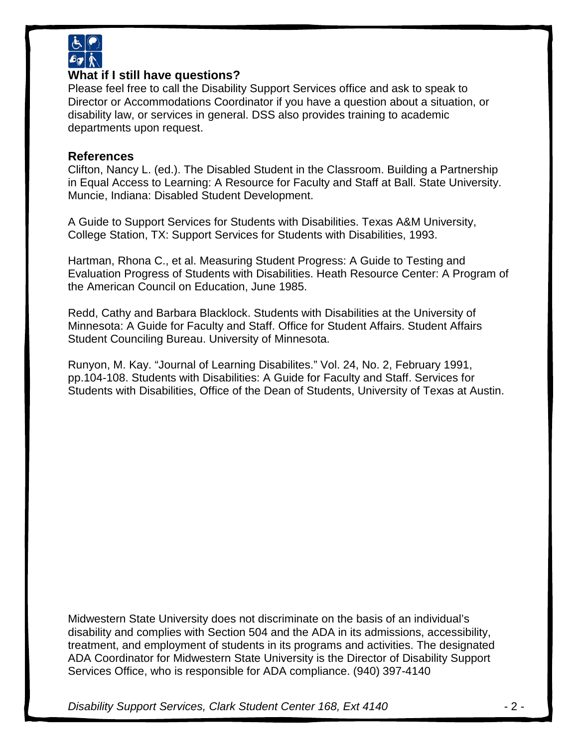## What if I still have questions?

Please feel free to call the Disability Support Services office and ask to speak to Director or Accommodations Coordinator if you have a question about a situation, or disability law, or services in general. DSS also provides training to academic departments upon request.

## References

Clifton, Nancy L. (ed.). The Disabled Student in the Classroom. Building a Partnership in Equal Access to Learning: A Resource for Faculty and Staff at Ball. State University. Muncie, Indiana: Disabled Student Development.

A Guide to Support Services for Students with Disabilities. Texas A&M University, College Station, TX: Support Services for Students with Disabilities, 1993.

Hartman, Rhona C., et al. Measuring Student Progress: A Guide to Testing and Evaluation Progress of Students with Disabilities. Heath Resource Center: A Program of the American Council on Education, June 1985.

Redd, Cathy and Barbara Blacklock. Students with Disabilities at the University of Minnesota: A Guide for Faculty and Staff. Office for Student Affairs. Student Affairs Student Counciling Bureau. University of Minnesota.

Runyon, M. Kay. "Journal of Learning Disabilites." Vol. 24, No. 2, February 1991, pp.104-108. Students with Disabilities: A Guide for Faculty and Staff. Services for Students with Disabilities, Office of the Dean of Students, University of Texas at Austin.

Midwestern State University does not discriminate on the basis of an individual's disability and complies with Section 504 and the ADA in its admissions, accessibility, treatment, and employment of students in its programs and activities. The designated ADA Coordinator for Midwestern State University is the Director of Disability Support Services Office, who is responsible for ADA compliance. (940) 397-4140